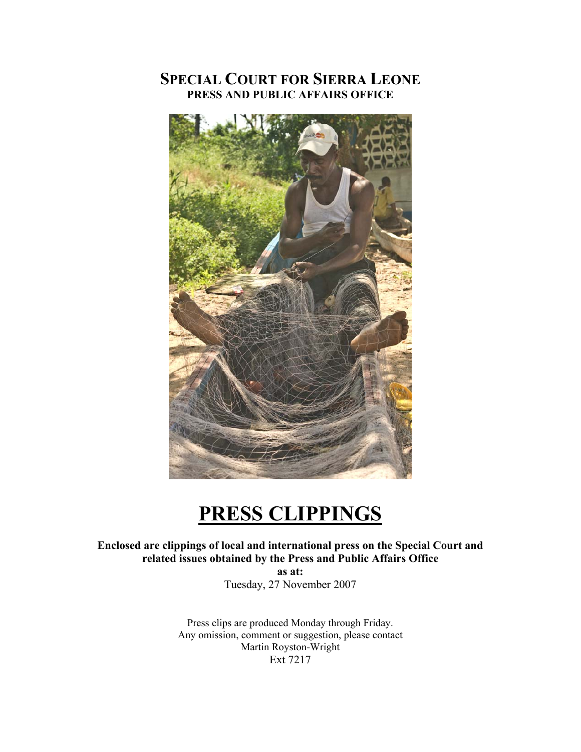# SPECIAL COURT FOR SIERRA LEONE
## PRESS AND PUBLIC AFFAIRS OFFICE

# PRESS CLIPPINGS

**Enclosed are clippings of local and international press on the Special Court and related issues obtained by the Press and Public Affairs Office**
**as at:**
Tuesday, 27 November 2007

Press clips are produced Monday through Friday.
Any omission, comment or suggestion, please contact
Martin Royston-Wright
Ext 7217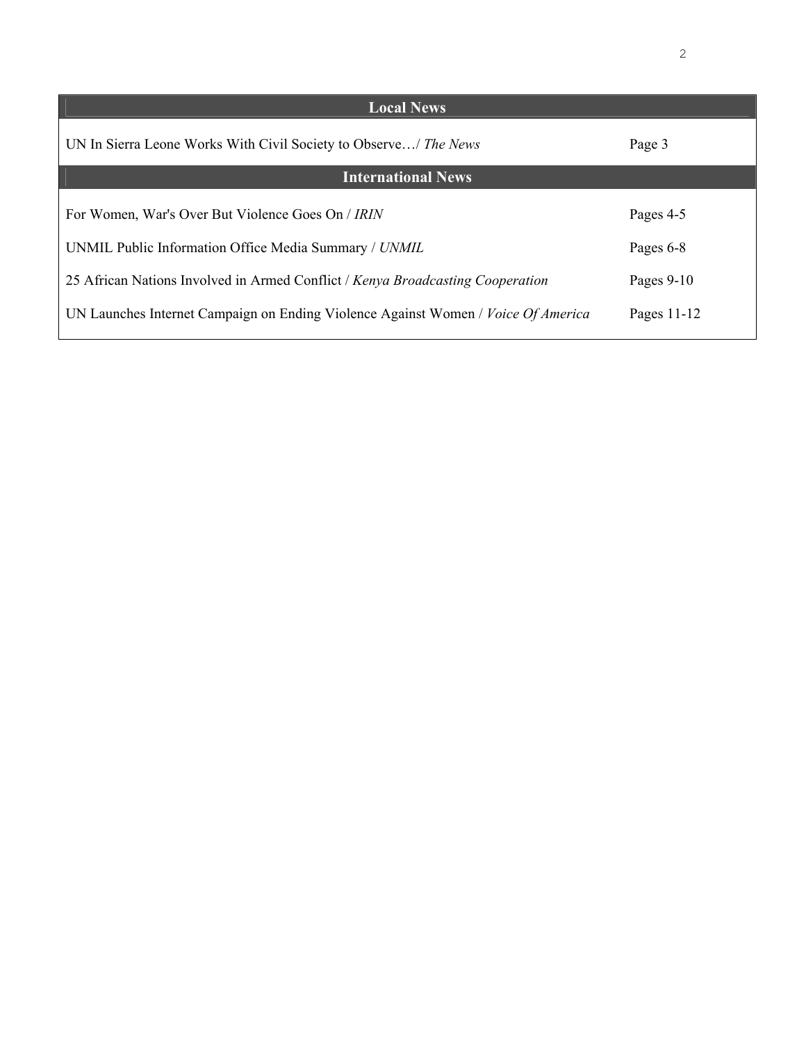## Local News

| | |
|---|---|
| UN In Sierra Leone Works With Civil Society to Observe…/ *The News* | Page 3 |

## International News

| | |
|---|---|
| For Women, War's Over But Violence Goes On / *IRIN* | Pages 4-5 |
| UNMIL Public Information Office Media Summary / *UNMIL* | Pages 6-8 |
| 25 African Nations Involved in Armed Conflict / *Kenya Broadcasting Cooperation* | Pages 9-10 |
| UN Launches Internet Campaign on Ending Violence Against Women / *Voice Of America* | Pages 11-12 |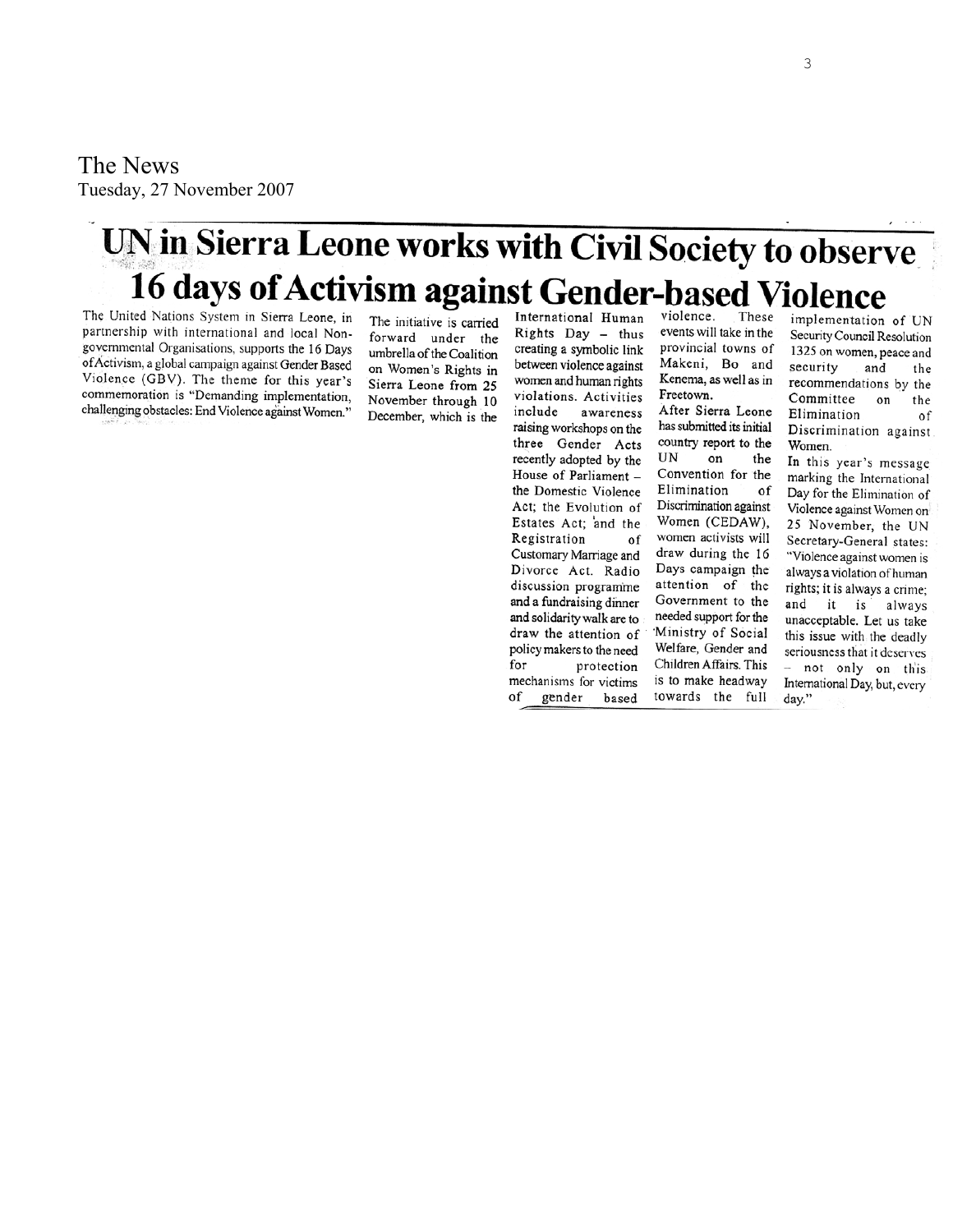The News
Tuesday, 27 November 2007

# UN in Sierra Leone works with Civil Society to observe 16 days of Activism against Gender-based Violence

The United Nations System in Sierra Leone, in partnership with international and local Non-governmental Organisations, supports the 16 Days of Activism, a global campaign against Gender Based Violence (GBV). The theme for this year's commemoration is "Demanding implementation, challenging obstacles: End Violence against Women."

The initiative is carried forward under the umbrella of the Coalition on Women's Rights in Sierra Leone from 25 November through 10 December, which is the International Human Rights Day – thus creating a symbolic link between violence against women and human rights violations. Activities include awareness raising workshops on the three Gender Acts recently adopted by the House of Parliament – the Domestic Violence Act; the Evolution of Estates Act; and the Registration of Customary Marriage and Divorce Act. Radio discussion programme and a fundraising dinner and solidarity walk are to draw the attention of policy makers to the need for protection mechanisms for victims of gender based violence. These events will take in the provincial towns of Makeni, Bo and Kenema, as well as in Freetown.

After Sierra Leone has submitted its initial country report to the UN on the Convention for the Elimination of Discrimination against Women (CEDAW), women activists will draw during the 16 Days campaign the attention of the Government to the needed support for the Ministry of Social Welfare, Gender and Children Affairs. This is to make headway towards the full implementation of UN Security Council Resolution 1325 on women, peace and security and the recommendations by the Committee on the Elimination of Discrimination against Women.

In this year's message marking the International Day for the Elimination of Violence against Women on 25 November, the UN Secretary-General states: "Violence against women is always a violation of human rights; it is always a crime; and it is always unacceptable. Let us take this issue with the deadly seriousness that it deserves – not only on this International Day, but, every day."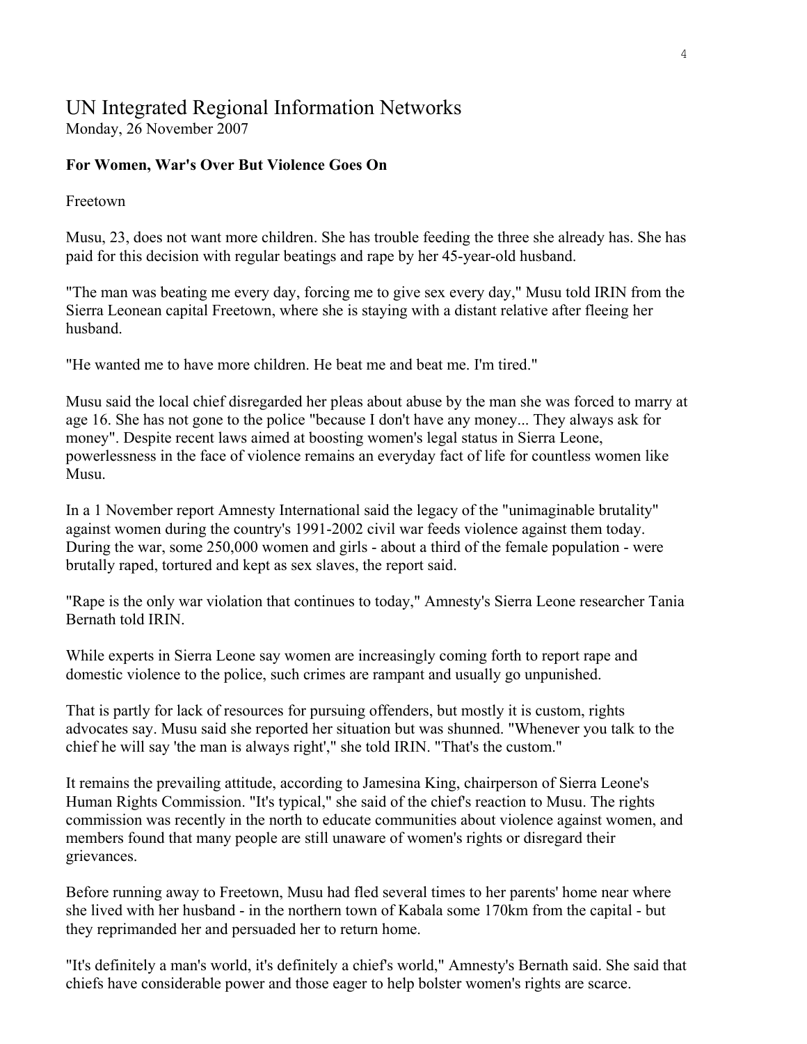## UN Integrated Regional Information Networks

Monday, 26 November 2007

**For Women, War's Over But Violence Goes On**

Freetown

Musu, 23, does not want more children. She has trouble feeding the three she already has. She has paid for this decision with regular beatings and rape by her 45-year-old husband.

"The man was beating me every day, forcing me to give sex every day," Musu told IRIN from the Sierra Leonean capital Freetown, where she is staying with a distant relative after fleeing her husband.

"He wanted me to have more children. He beat me and beat me. I'm tired."

Musu said the local chief disregarded her pleas about abuse by the man she was forced to marry at age 16. She has not gone to the police "because I don't have any money... They always ask for money". Despite recent laws aimed at boosting women's legal status in Sierra Leone, powerlessness in the face of violence remains an everyday fact of life for countless women like Musu.

In a 1 November report Amnesty International said the legacy of the "unimaginable brutality" against women during the country's 1991-2002 civil war feeds violence against them today. During the war, some 250,000 women and girls - about a third of the female population - were brutally raped, tortured and kept as sex slaves, the report said.

"Rape is the only war violation that continues to today," Amnesty's Sierra Leone researcher Tania Bernath told IRIN.

While experts in Sierra Leone say women are increasingly coming forth to report rape and domestic violence to the police, such crimes are rampant and usually go unpunished.

That is partly for lack of resources for pursuing offenders, but mostly it is custom, rights advocates say. Musu said she reported her situation but was shunned. "Whenever you talk to the chief he will say 'the man is always right'," she told IRIN. "That's the custom."

It remains the prevailing attitude, according to Jamesina King, chairperson of Sierra Leone's Human Rights Commission. "It's typical," she said of the chief's reaction to Musu. The rights commission was recently in the north to educate communities about violence against women, and members found that many people are still unaware of women's rights or disregard their grievances.

Before running away to Freetown, Musu had fled several times to her parents' home near where she lived with her husband - in the northern town of Kabala some 170km from the capital - but they reprimanded her and persuaded her to return home.

"It's definitely a man's world, it's definitely a chief's world," Amnesty's Bernath said. She said that chiefs have considerable power and those eager to help bolster women's rights are scarce.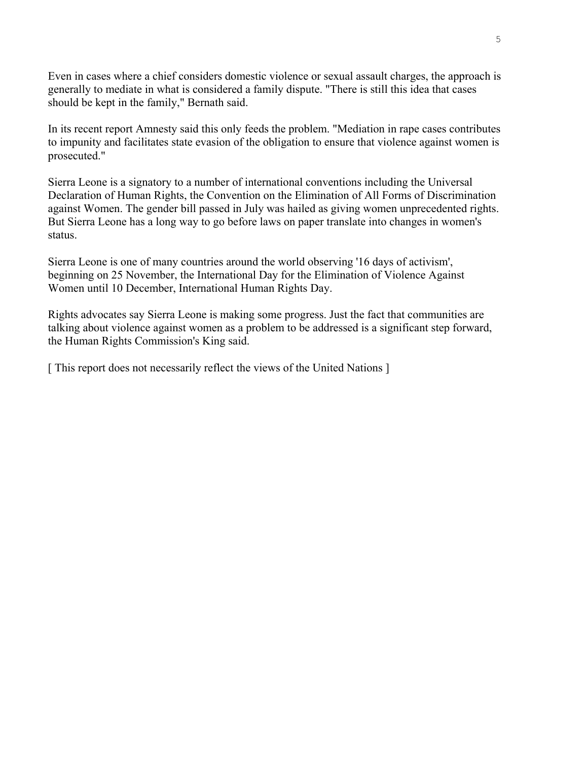Even in cases where a chief considers domestic violence or sexual assault charges, the approach is generally to mediate in what is considered a family dispute. "There is still this idea that cases should be kept in the family," Bernath said.

In its recent report Amnesty said this only feeds the problem. "Mediation in rape cases contributes to impunity and facilitates state evasion of the obligation to ensure that violence against women is prosecuted."

Sierra Leone is a signatory to a number of international conventions including the Universal Declaration of Human Rights, the Convention on the Elimination of All Forms of Discrimination against Women. The gender bill passed in July was hailed as giving women unprecedented rights. But Sierra Leone has a long way to go before laws on paper translate into changes in women's status.

Sierra Leone is one of many countries around the world observing '16 days of activism', beginning on 25 November, the International Day for the Elimination of Violence Against Women until 10 December, International Human Rights Day.

Rights advocates say Sierra Leone is making some progress. Just the fact that communities are talking about violence against women as a problem to be addressed is a significant step forward, the Human Rights Commission's King said.

[ This report does not necessarily reflect the views of the United Nations ]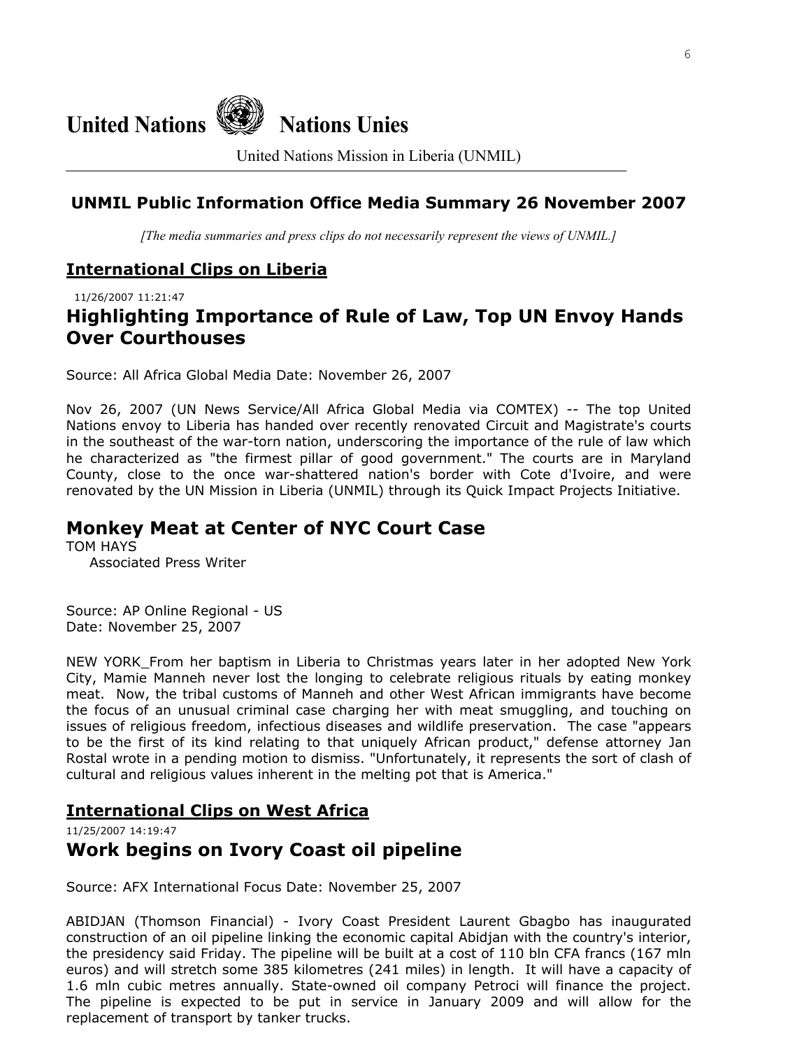# United Nations Nations Unies

United Nations Mission in Liberia (UNMIL)

## UNMIL Public Information Office Media Summary 26 November 2007

*[The media summaries and press clips do not necessarily represent the views of UNMIL.]*

## International Clips on Liberia

11/26/2007 11:21:47

### Highlighting Importance of Rule of Law, Top UN Envoy Hands Over Courthouses

Source: All Africa Global Media Date: November 26, 2007

Nov 26, 2007 (UN News Service/All Africa Global Media via COMTEX) -- The top United Nations envoy to Liberia has handed over recently renovated Circuit and Magistrate's courts in the southeast of the war-torn nation, underscoring the importance of the rule of law which he characterized as "the firmest pillar of good government." The courts are in Maryland County, close to the once war-shattered nation's border with Cote d'Ivoire, and were renovated by the UN Mission in Liberia (UNMIL) through its Quick Impact Projects Initiative.

### Monkey Meat at Center of NYC Court Case

TOM HAYS
Associated Press Writer

Source: AP Online Regional - US
Date: November 25, 2007

NEW YORK_From her baptism in Liberia to Christmas years later in her adopted New York City, Mamie Manneh never lost the longing to celebrate religious rituals by eating monkey meat. Now, the tribal customs of Manneh and other West African immigrants have become the focus of an unusual criminal case charging her with meat smuggling, and touching on issues of religious freedom, infectious diseases and wildlife preservation. The case "appears to be the first of its kind relating to that uniquely African product," defense attorney Jan Rostal wrote in a pending motion to dismiss. "Unfortunately, it represents the sort of clash of cultural and religious values inherent in the melting pot that is America."

## International Clips on West Africa

11/25/2007 14:19:47

### Work begins on Ivory Coast oil pipeline

Source: AFX International Focus Date: November 25, 2007

ABIDJAN (Thomson Financial) - Ivory Coast President Laurent Gbagbo has inaugurated construction of an oil pipeline linking the economic capital Abidjan with the country's interior, the presidency said Friday. The pipeline will be built at a cost of 110 bln CFA francs (167 mln euros) and will stretch some 385 kilometres (241 miles) in length. It will have a capacity of 1.6 mln cubic metres annually. State-owned oil company Petroci will finance the project. The pipeline is expected to be put in service in January 2009 and will allow for the replacement of transport by tanker trucks.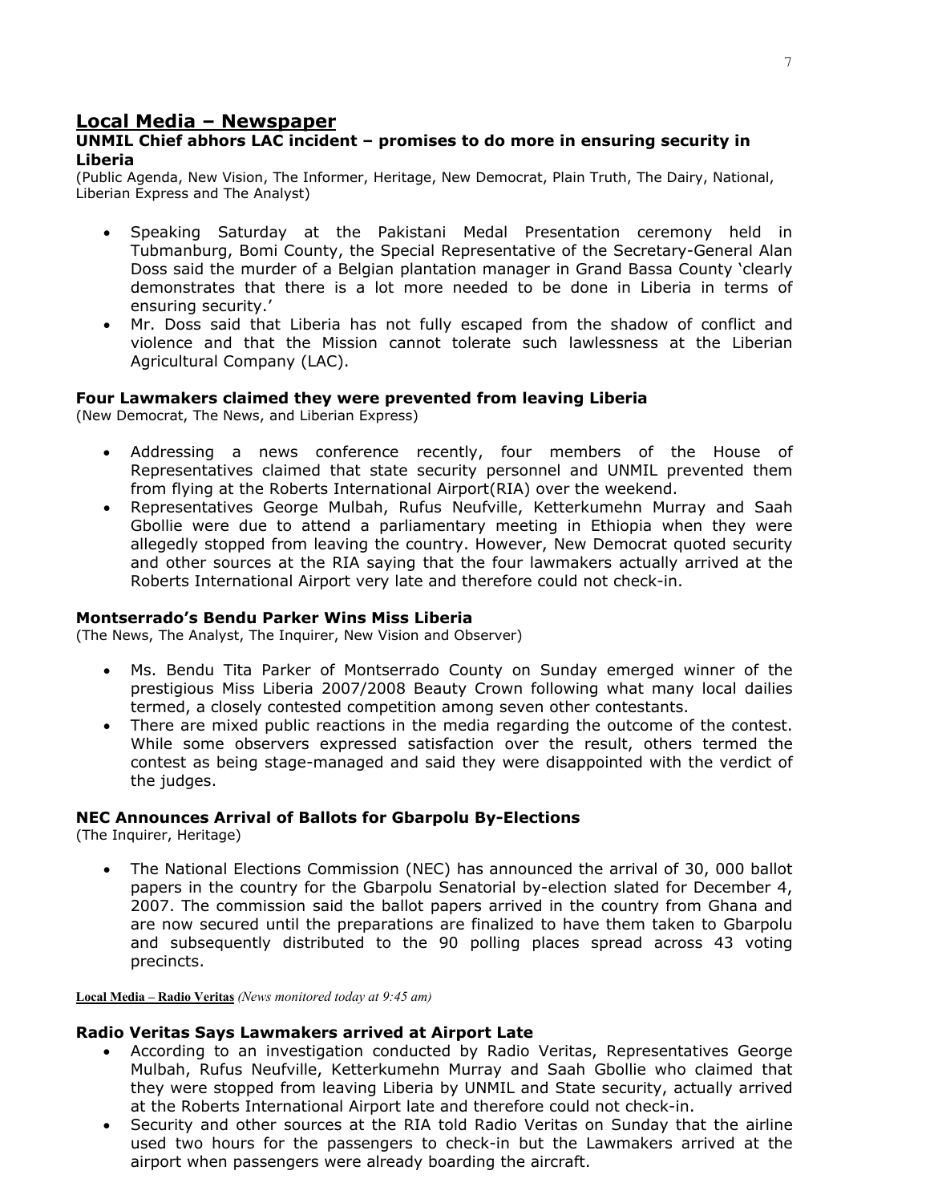## Local Media – Newspaper

### UNMIL Chief abhors LAC incident – promises to do more in ensuring security in Liberia

(Public Agenda, New Vision, The Informer, Heritage, New Democrat, Plain Truth, The Dairy, National, Liberian Express and The Analyst)

- Speaking Saturday at the Pakistani Medal Presentation ceremony held in Tubmanburg, Bomi County, the Special Representative of the Secretary-General Alan Doss said the murder of a Belgian plantation manager in Grand Bassa County 'clearly demonstrates that there is a lot more needed to be done in Liberia in terms of ensuring security.'
- Mr. Doss said that Liberia has not fully escaped from the shadow of conflict and violence and that the Mission cannot tolerate such lawlessness at the Liberian Agricultural Company (LAC).

### Four Lawmakers claimed they were prevented from leaving Liberia

(New Democrat, The News, and Liberian Express)

- Addressing a news conference recently, four members of the House of Representatives claimed that state security personnel and UNMIL prevented them from flying at the Roberts International Airport(RIA) over the weekend.
- Representatives George Mulbah, Rufus Neufville, Ketterkumehn Murray and Saah Gbollie were due to attend a parliamentary meeting in Ethiopia when they were allegedly stopped from leaving the country. However, New Democrat quoted security and other sources at the RIA saying that the four lawmakers actually arrived at the Roberts International Airport very late and therefore could not check-in.

### Montserrado's Bendu Parker Wins Miss Liberia

(The News, The Analyst, The Inquirer, New Vision and Observer)

- Ms. Bendu Tita Parker of Montserrado County on Sunday emerged winner of the prestigious Miss Liberia 2007/2008 Beauty Crown following what many local dailies termed, a closely contested competition among seven other contestants.
- There are mixed public reactions in the media regarding the outcome of the contest. While some observers expressed satisfaction over the result, others termed the contest as being stage-managed and said they were disappointed with the verdict of the judges.

### NEC Announces Arrival of Ballots for Gbarpolu By-Elections

(The Inquirer, Heritage)

- The National Elections Commission (NEC) has announced the arrival of 30, 000 ballot papers in the country for the Gbarpolu Senatorial by-election slated for December 4, 2007. The commission said the ballot papers arrived in the country from Ghana and are now secured until the preparations are finalized to have them taken to Gbarpolu and subsequently distributed to the 90 polling places spread across 43 voting precincts.

**Local Media – Radio Veritas** *(News monitored today at 9:45 am)*

### Radio Veritas Says Lawmakers arrived at Airport Late

- According to an investigation conducted by Radio Veritas, Representatives George Mulbah, Rufus Neufville, Ketterkumehn Murray and Saah Gbollie who claimed that they were stopped from leaving Liberia by UNMIL and State security, actually arrived at the Roberts International Airport late and therefore could not check-in.
- Security and other sources at the RIA told Radio Veritas on Sunday that the airline used two hours for the passengers to check-in but the Lawmakers arrived at the airport when passengers were already boarding the aircraft.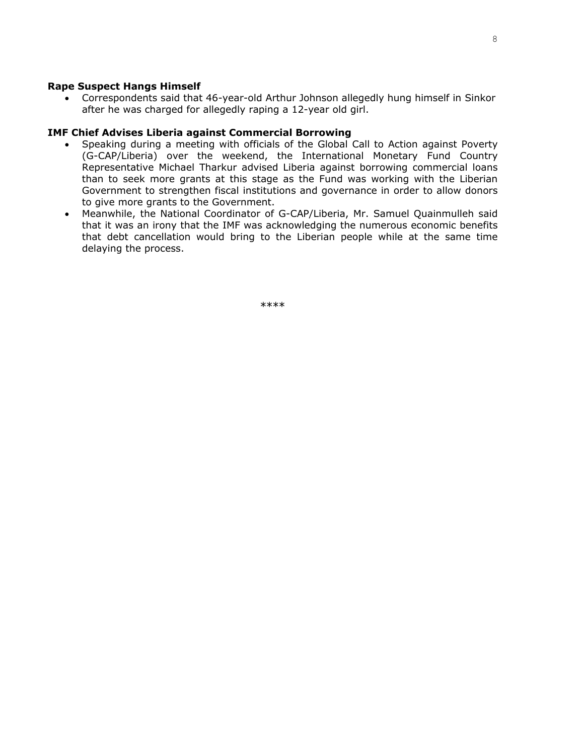**Rape Suspect Hangs Himself**

- Correspondents said that 46-year-old Arthur Johnson allegedly hung himself in Sinkor after he was charged for allegedly raping a 12-year old girl.

**IMF Chief Advises Liberia against Commercial Borrowing**

- Speaking during a meeting with officials of the Global Call to Action against Poverty (G-CAP/Liberia) over the weekend, the International Monetary Fund Country Representative Michael Tharkur advised Liberia against borrowing commercial loans than to seek more grants at this stage as the Fund was working with the Liberian Government to strengthen fiscal institutions and governance in order to allow donors to give more grants to the Government.
- Meanwhile, the National Coordinator of G-CAP/Liberia, Mr. Samuel Quainmulleh said that it was an irony that the IMF was acknowledging the numerous economic benefits that debt cancellation would bring to the Liberian people while at the same time delaying the process.

****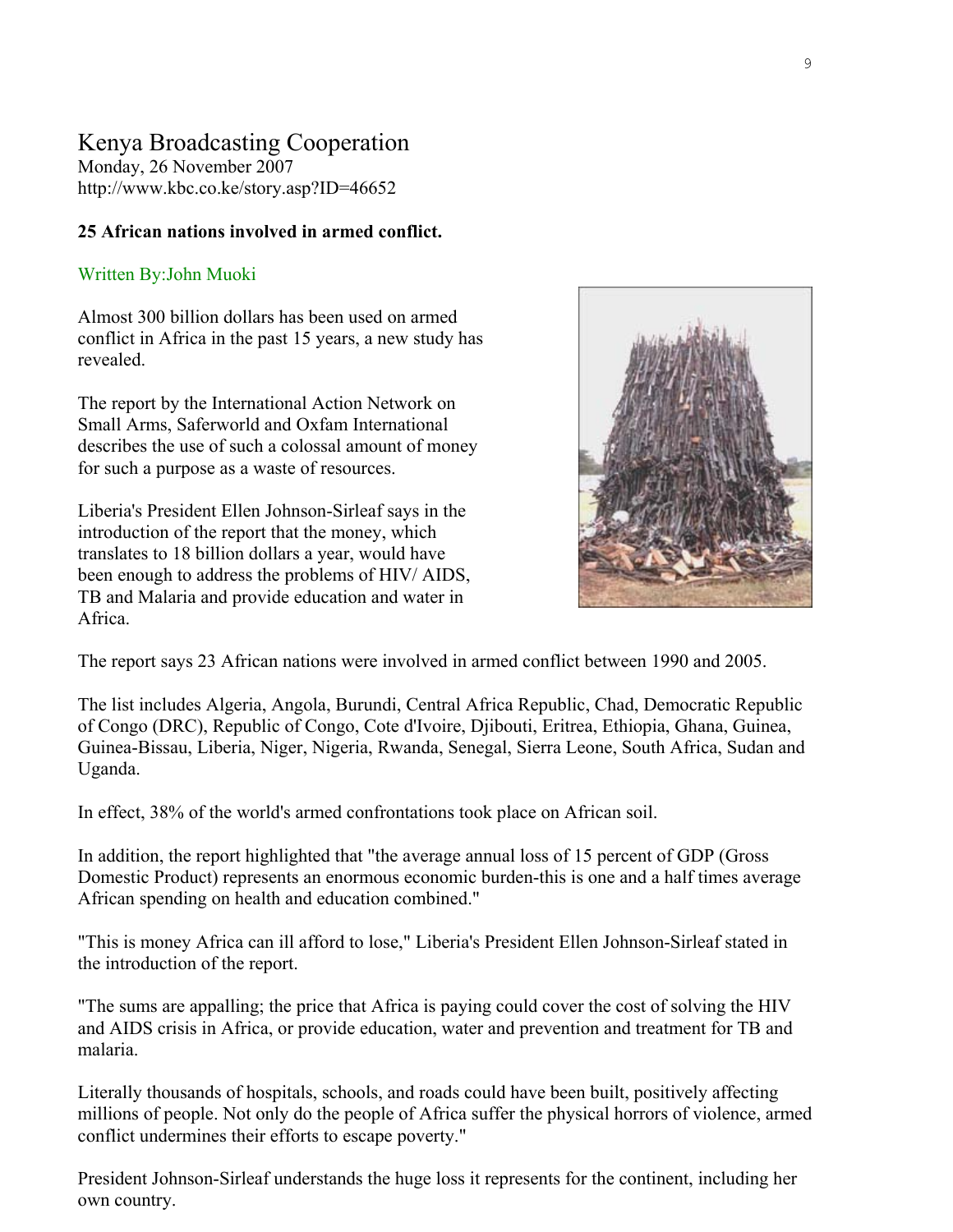# Kenya Broadcasting Cooperation

Monday, 26 November 2007
http://www.kbc.co.ke/story.asp?ID=46652

**25 African nations involved in armed conflict.**

Written By:John Muoki

Almost 300 billion dollars has been used on armed conflict in Africa in the past 15 years, a new study has revealed.

The report by the International Action Network on Small Arms, Saferworld and Oxfam International describes the use of such a colossal amount of money for such a purpose as a waste of resources.

Liberia's President Ellen Johnson-Sirleaf says in the introduction of the report that the money, which translates to 18 billion dollars a year, would have been enough to address the problems of HIV/ AIDS, TB and Malaria and provide education and water in Africa.

The report says 23 African nations were involved in armed conflict between 1990 and 2005.

The list includes Algeria, Angola, Burundi, Central Africa Republic, Chad, Democratic Republic of Congo (DRC), Republic of Congo, Cote d'Ivoire, Djibouti, Eritrea, Ethiopia, Ghana, Guinea, Guinea-Bissau, Liberia, Niger, Nigeria, Rwanda, Senegal, Sierra Leone, South Africa, Sudan and Uganda.

In effect, 38% of the world's armed confrontations took place on African soil.

In addition, the report highlighted that "the average annual loss of 15 percent of GDP (Gross Domestic Product) represents an enormous economic burden-this is one and a half times average African spending on health and education combined."

"This is money Africa can ill afford to lose," Liberia's President Ellen Johnson-Sirleaf stated in the introduction of the report.

"The sums are appalling; the price that Africa is paying could cover the cost of solving the HIV and AIDS crisis in Africa, or provide education, water and prevention and treatment for TB and malaria.

Literally thousands of hospitals, schools, and roads could have been built, positively affecting millions of people. Not only do the people of Africa suffer the physical horrors of violence, armed conflict undermines their efforts to escape poverty."

President Johnson-Sirleaf understands the huge loss it represents for the continent, including her own country.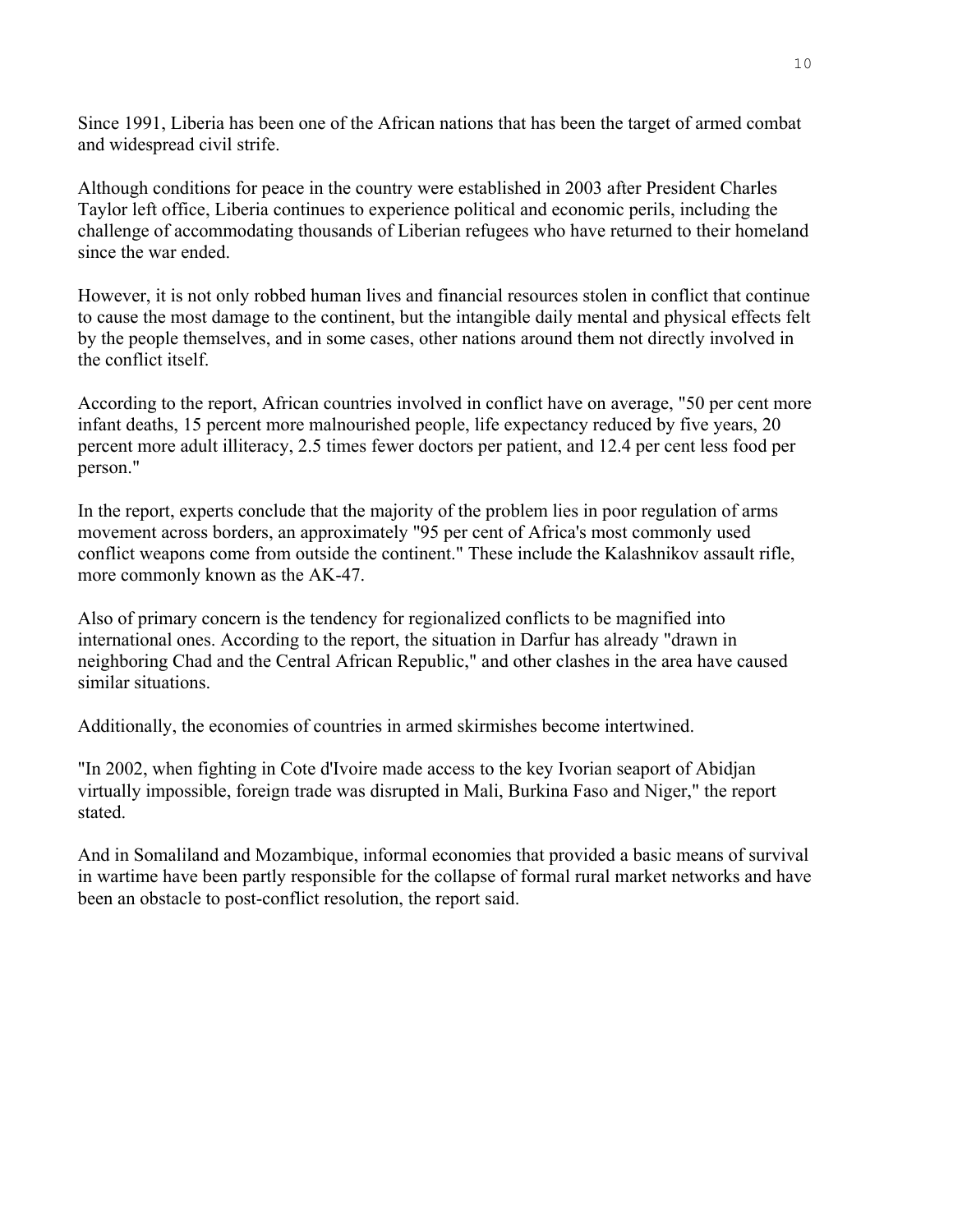Since 1991, Liberia has been one of the African nations that has been the target of armed combat and widespread civil strife.

Although conditions for peace in the country were established in 2003 after President Charles Taylor left office, Liberia continues to experience political and economic perils, including the challenge of accommodating thousands of Liberian refugees who have returned to their homeland since the war ended.

However, it is not only robbed human lives and financial resources stolen in conflict that continue to cause the most damage to the continent, but the intangible daily mental and physical effects felt by the people themselves, and in some cases, other nations around them not directly involved in the conflict itself.

According to the report, African countries involved in conflict have on average, "50 per cent more infant deaths, 15 percent more malnourished people, life expectancy reduced by five years, 20 percent more adult illiteracy, 2.5 times fewer doctors per patient, and 12.4 per cent less food per person."

In the report, experts conclude that the majority of the problem lies in poor regulation of arms movement across borders, an approximately "95 per cent of Africa's most commonly used conflict weapons come from outside the continent." These include the Kalashnikov assault rifle, more commonly known as the AK-47.

Also of primary concern is the tendency for regionalized conflicts to be magnified into international ones. According to the report, the situation in Darfur has already "drawn in neighboring Chad and the Central African Republic," and other clashes in the area have caused similar situations.

Additionally, the economies of countries in armed skirmishes become intertwined.

"In 2002, when fighting in Cote d'Ivoire made access to the key Ivorian seaport of Abidjan virtually impossible, foreign trade was disrupted in Mali, Burkina Faso and Niger," the report stated.

And in Somaliland and Mozambique, informal economies that provided a basic means of survival in wartime have been partly responsible for the collapse of formal rural market networks and have been an obstacle to post-conflict resolution, the report said.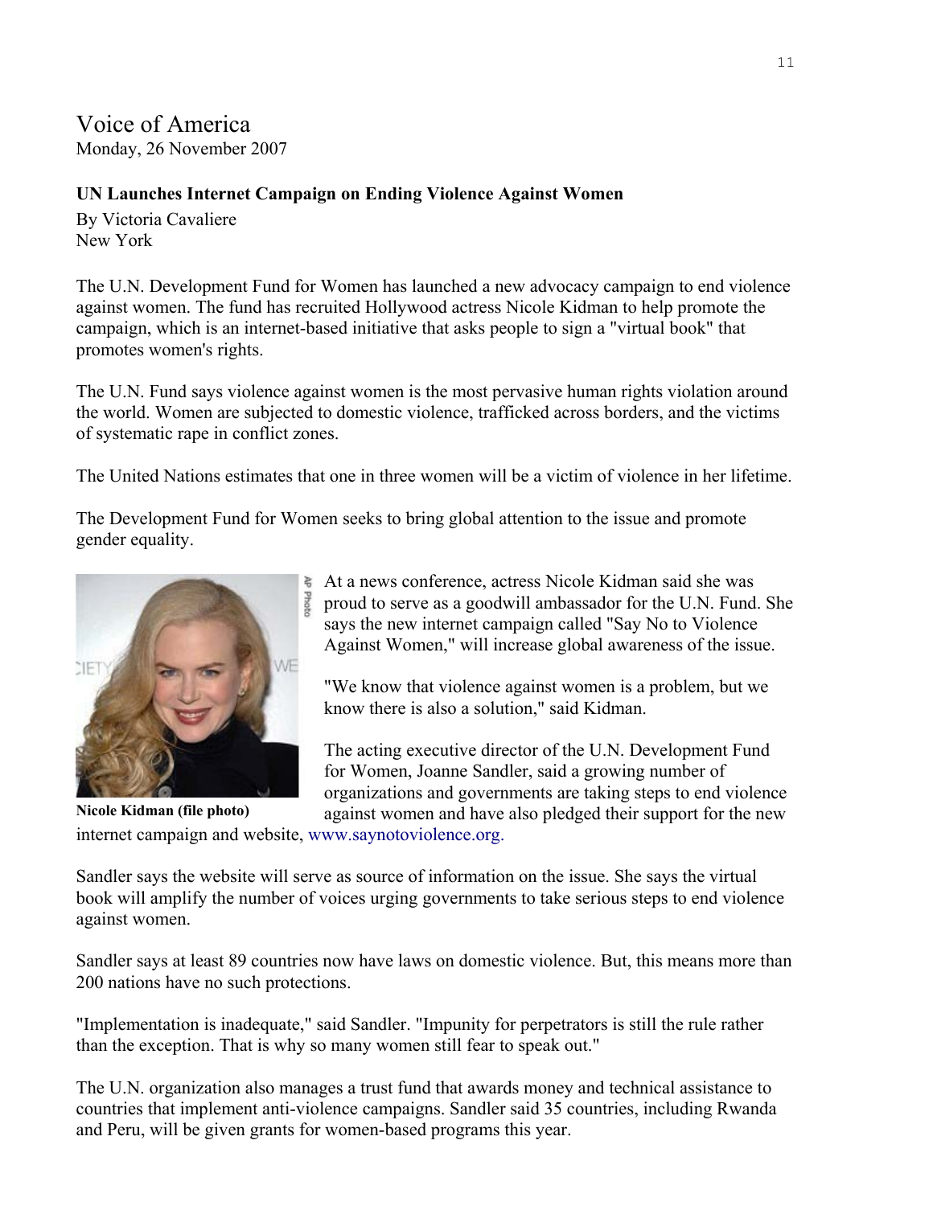Voice of America
Monday, 26 November 2007

**UN Launches Internet Campaign on Ending Violence Against Women**

By Victoria Cavaliere
New York

The U.N. Development Fund for Women has launched a new advocacy campaign to end violence against women. The fund has recruited Hollywood actress Nicole Kidman to help promote the campaign, which is an internet-based initiative that asks people to sign a "virtual book" that promotes women's rights.

The U.N. Fund says violence against women is the most pervasive human rights violation around the world. Women are subjected to domestic violence, trafficked across borders, and the victims of systematic rape in conflict zones.

The United Nations estimates that one in three women will be a victim of violence in her lifetime.

The Development Fund for Women seeks to bring global attention to the issue and promote gender equality.

**Nicole Kidman (file photo)**

At a news conference, actress Nicole Kidman said she was proud to serve as a goodwill ambassador for the U.N. Fund. She says the new internet campaign called "Say No to Violence Against Women," will increase global awareness of the issue.

"We know that violence against women is a problem, but we know there is also a solution," said Kidman.

The acting executive director of the U.N. Development Fund for Women, Joanne Sandler, said a growing number of organizations and governments are taking steps to end violence against women and have also pledged their support for the new internet campaign and website, www.saynotoviolence.org.

Sandler says the website will serve as source of information on the issue. She says the virtual book will amplify the number of voices urging governments to take serious steps to end violence against women.

Sandler says at least 89 countries now have laws on domestic violence. But, this means more than 200 nations have no such protections.

"Implementation is inadequate," said Sandler. "Impunity for perpetrators is still the rule rather than the exception. That is why so many women still fear to speak out."

The U.N. organization also manages a trust fund that awards money and technical assistance to countries that implement anti-violence campaigns. Sandler said 35 countries, including Rwanda and Peru, will be given grants for women-based programs this year.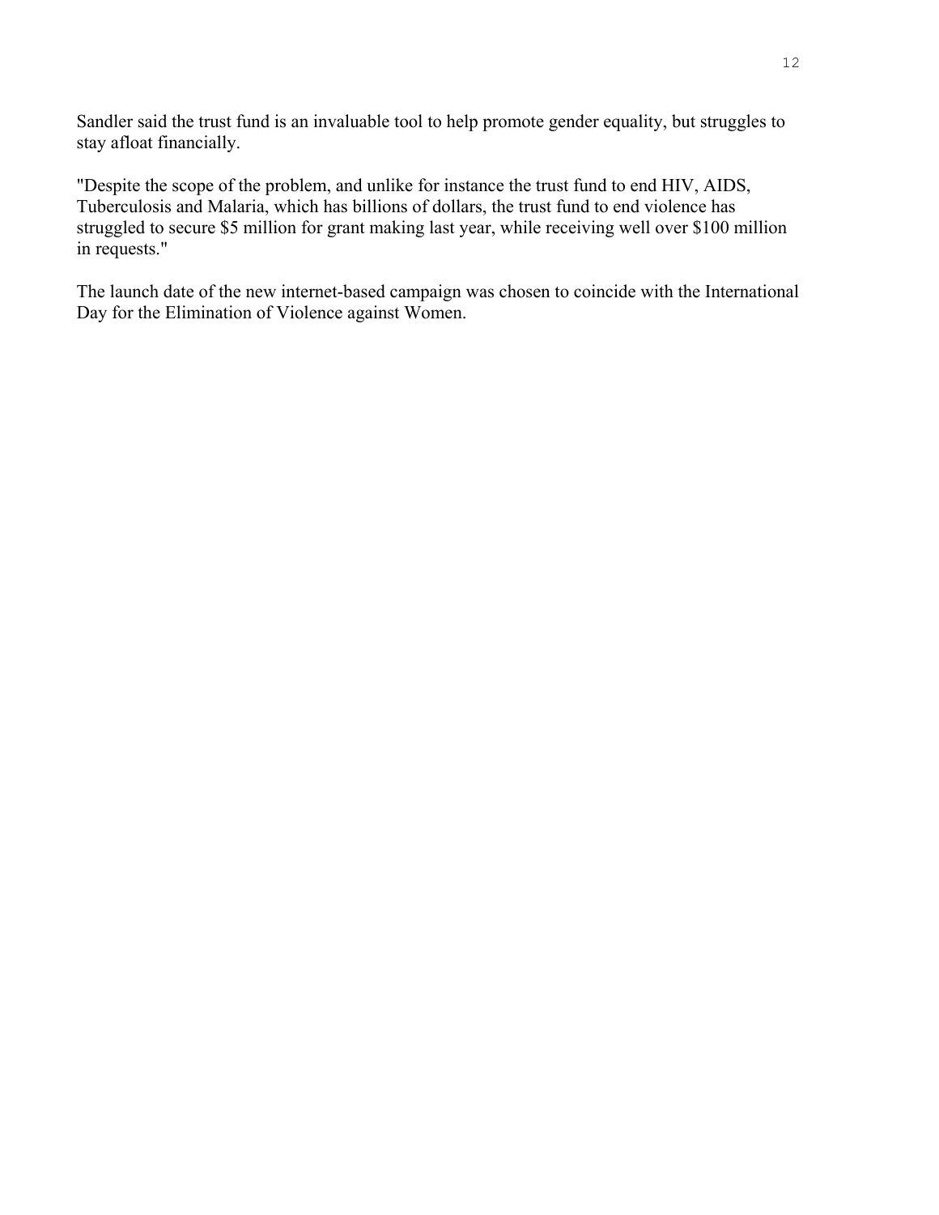Sandler said the trust fund is an invaluable tool to help promote gender equality, but struggles to stay afloat financially.

"Despite the scope of the problem, and unlike for instance the trust fund to end HIV, AIDS, Tuberculosis and Malaria, which has billions of dollars, the trust fund to end violence has struggled to secure $5 million for grant making last year, while receiving well over $100 million in requests."

The launch date of the new internet-based campaign was chosen to coincide with the International Day for the Elimination of Violence against Women.